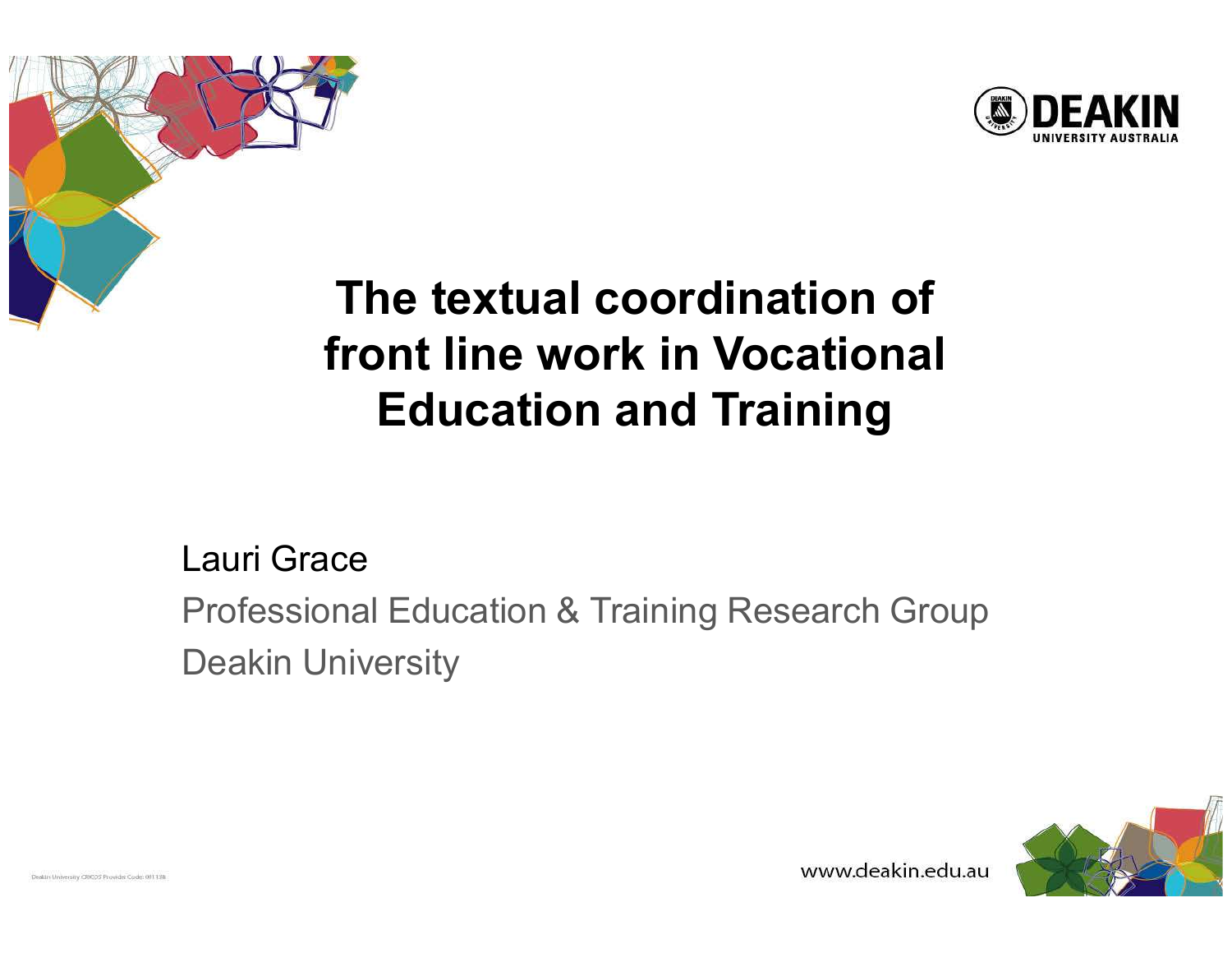# The textual coordination of front line work in Vocational Education and Training

Lauri Grace

Professional Education & Training Research Group

Deakin University

Deakin University CRICOS Provider Code: 00113B

www.deakin.edu.au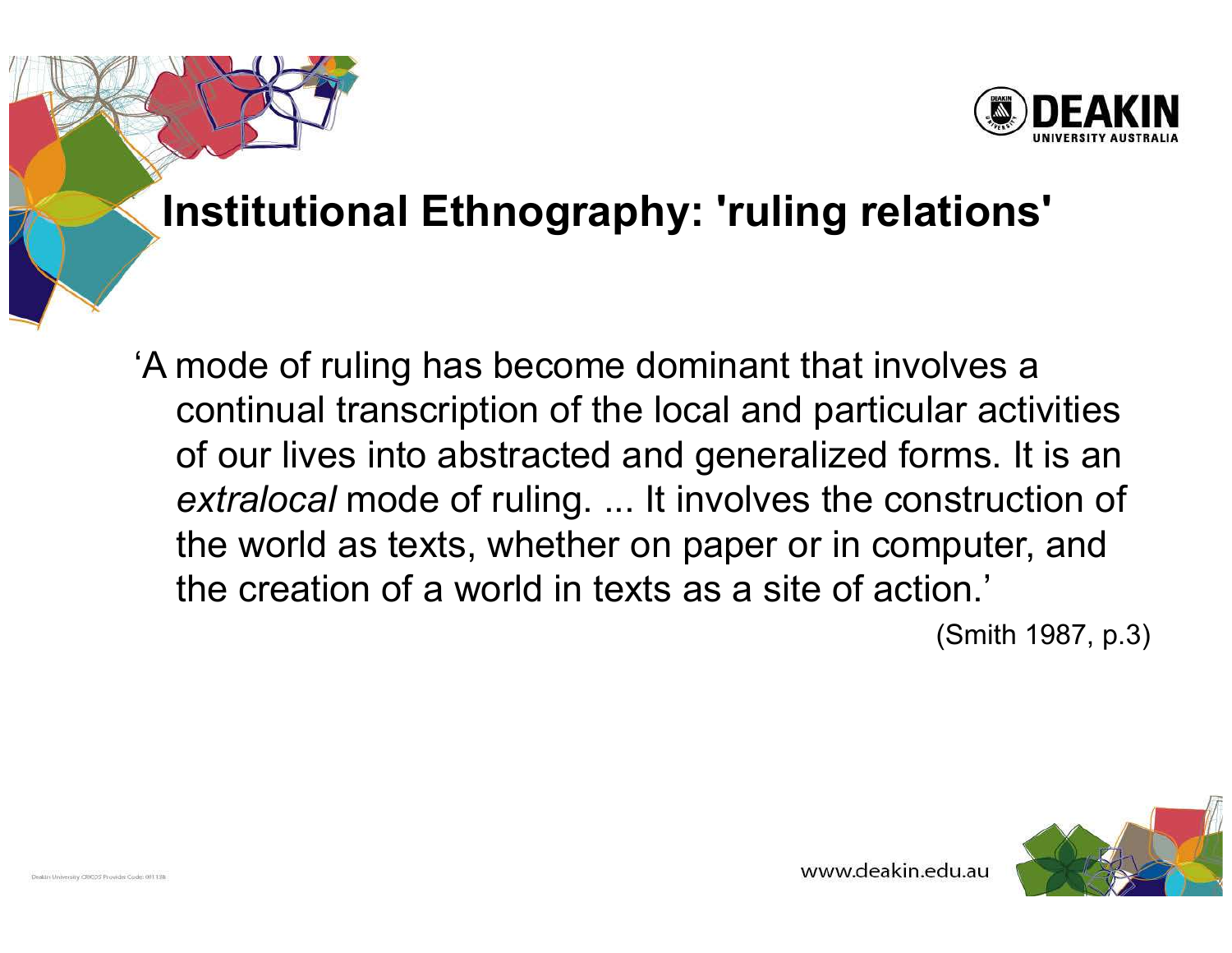# Institutional Ethnography: 'ruling relations'

‘A mode of ruling has become dominant that involves a continual transcription of the local and particular activities of our lives into abstracted and generalized forms. It is an *extralocal* mode of ruling. ... It involves the construction of the world as texts, whether on paper or in computer, and the creation of a world in texts as a site of action.’

(Smith 1987, p.3)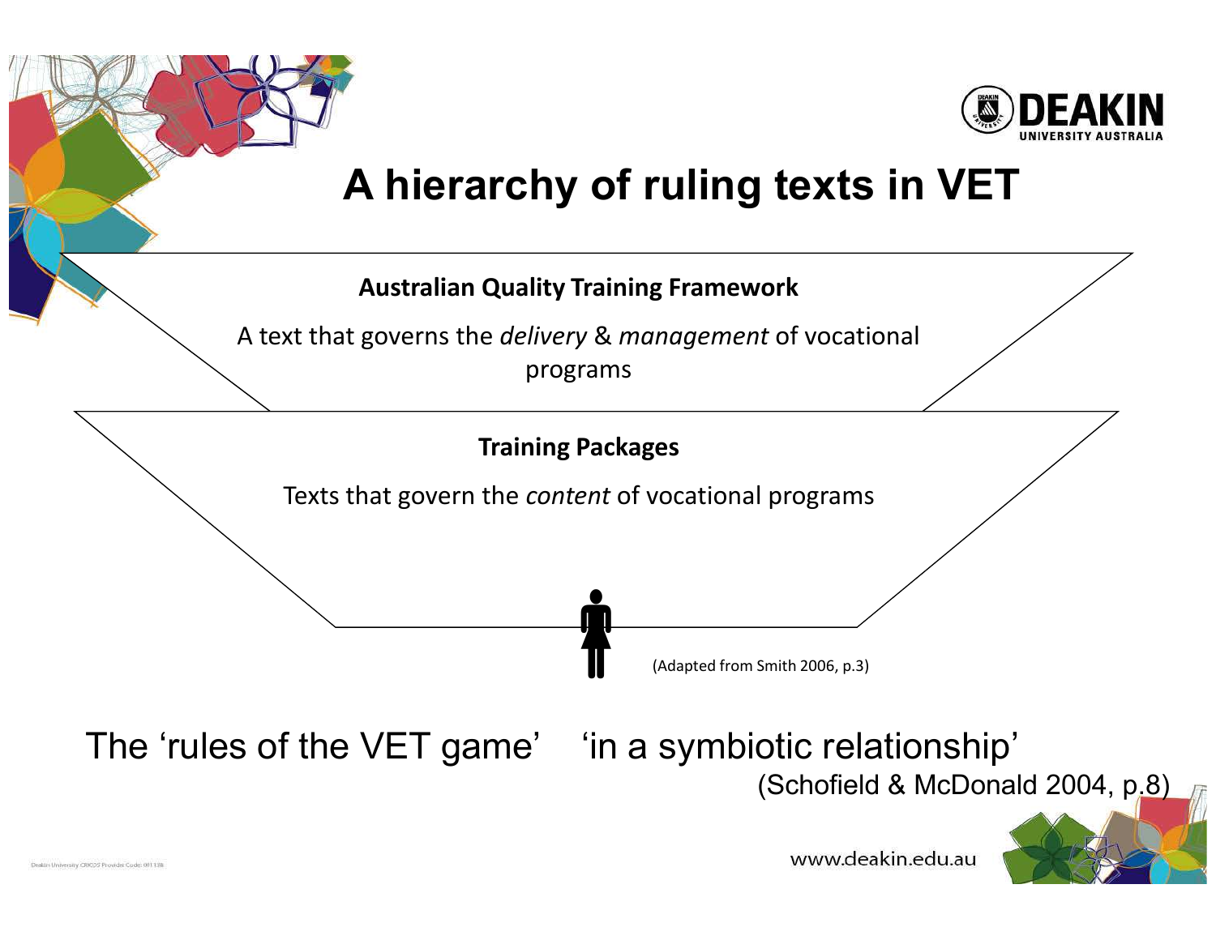# A hierarchy of ruling texts in VET

**Australian Quality Training Framework**

A text that governs the *delivery* & *management* of vocational programs

**Training Packages**

Texts that govern the *content* of vocational programs

(Adapted from Smith 2006, p.3)

The 'rules of the VET game'    'in a symbiotic relationship'

(Schofield & McDonald 2004, p.8)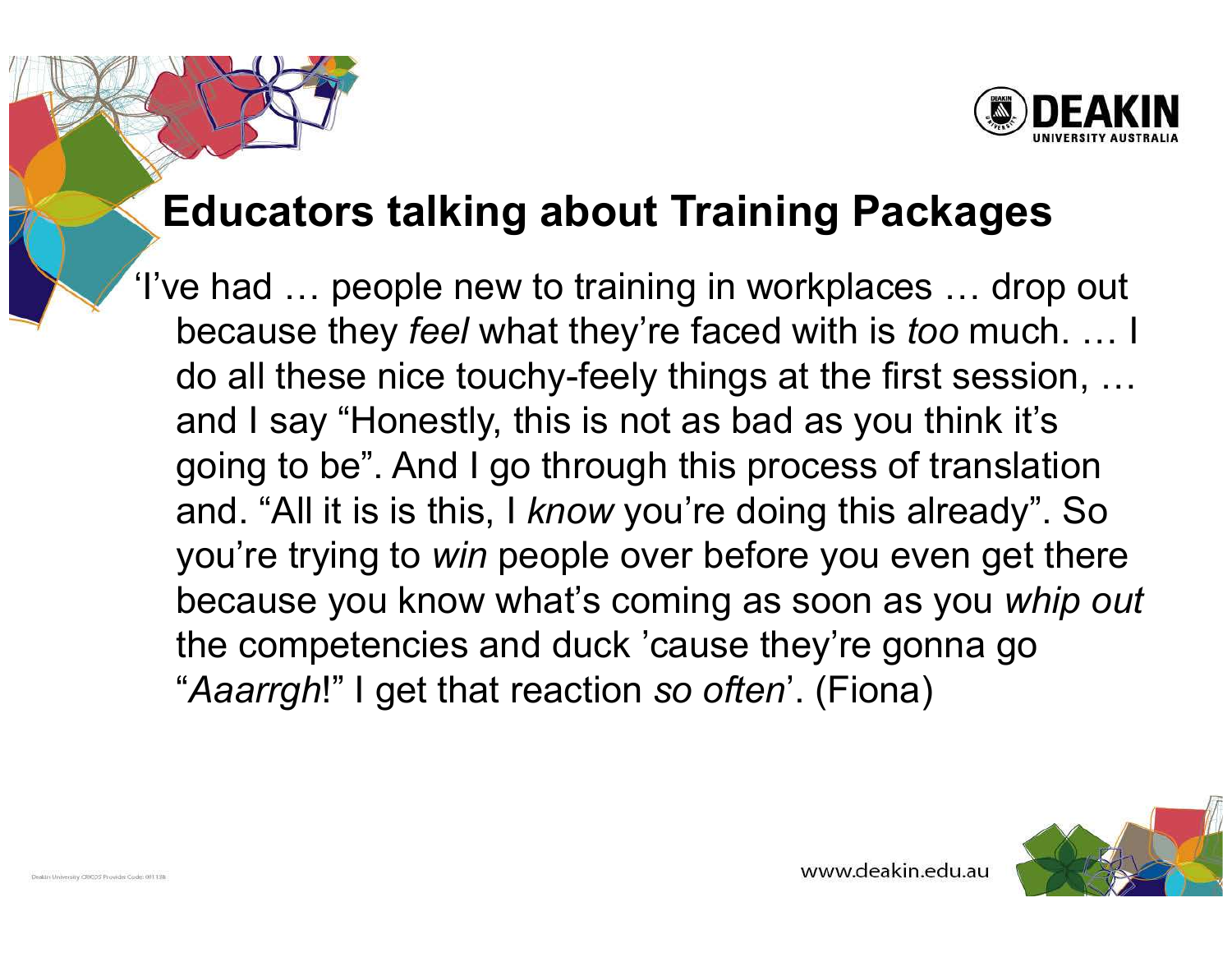## Educators talking about Training Packages

'I've had … people new to training in workplaces … drop out because they *feel* what they're faced with is *too* much. … I do all these nice touchy-feely things at the first session, … and I say "Honestly, this is not as bad as you think it's going to be". And I go through this process of translation and. "All it is is this, I *know* you're doing this already". So you're trying to *win* people over before you even get there because you know what's coming as soon as you *whip out* the competencies and duck 'cause they're gonna go "*Aaarrgh*!" I get that reaction *so often*'. (Fiona)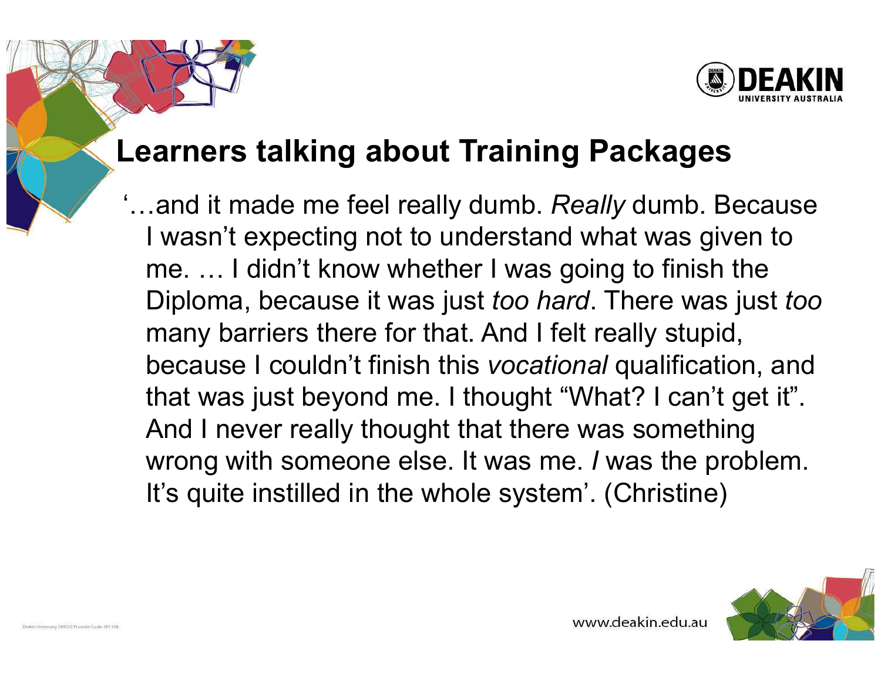# Learners talking about Training Packages

'…and it made me feel really dumb. *Really* dumb. Because I wasn't expecting not to understand what was given to me. … I didn't know whether I was going to finish the Diploma, because it was just *too hard*. There was just *too* many barriers there for that. And I felt really stupid, because I couldn't finish this *vocational* qualification, and that was just beyond me. I thought "What? I can't get it". And I never really thought that there was something wrong with someone else. It was me. *I* was the problem. It's quite instilled in the whole system'. (Christine)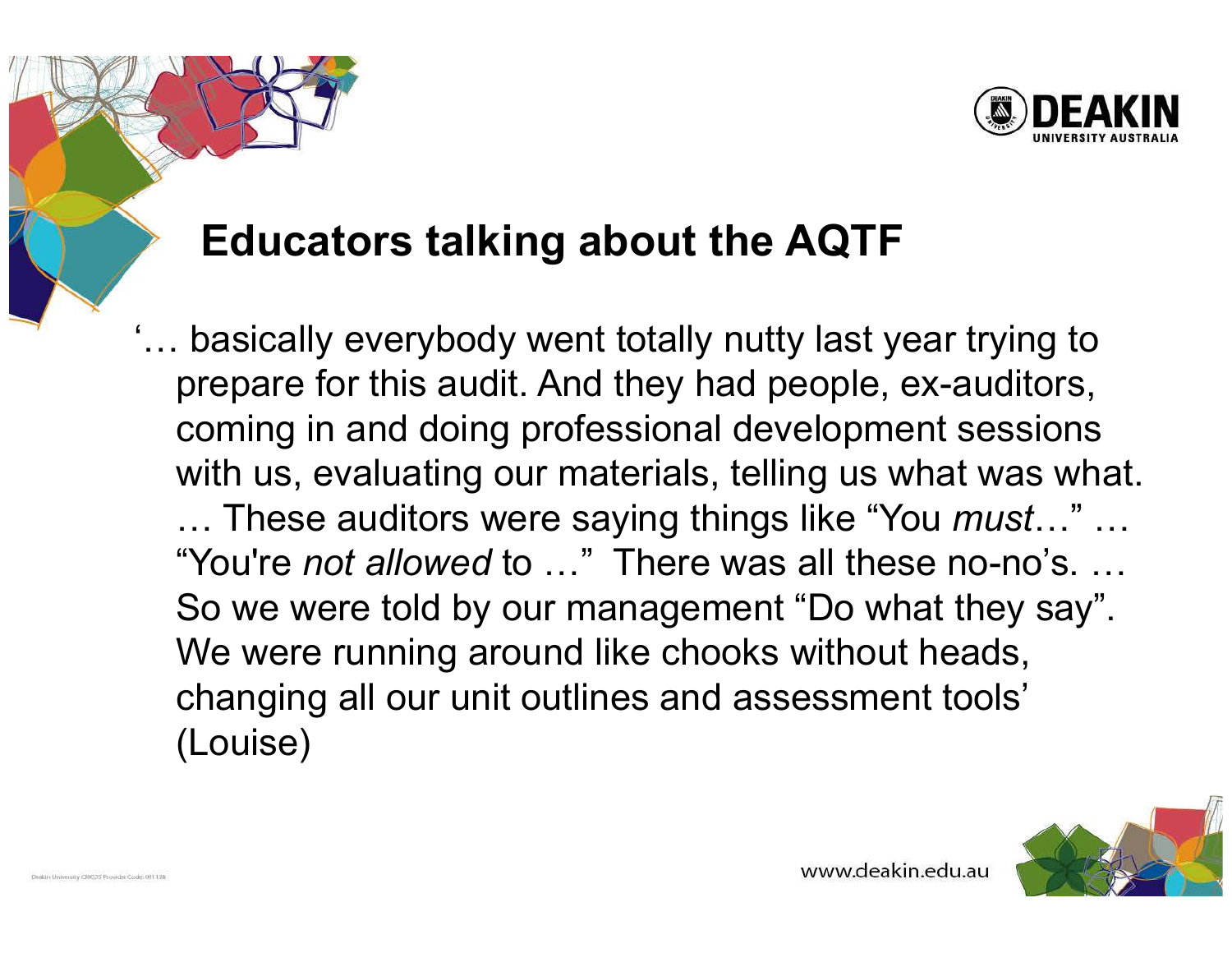# Educators talking about the AQTF

'… basically everybody went totally nutty last year trying to prepare for this audit. And they had people, ex-auditors, coming in and doing professional development sessions with us, evaluating our materials, telling us what was what. … These auditors were saying things like "You *must*…" … "You're *not allowed* to …" There was all these no-no's. … So we were told by our management "Do what they say". We were running around like chooks without heads, changing all our unit outlines and assessment tools' (Louise)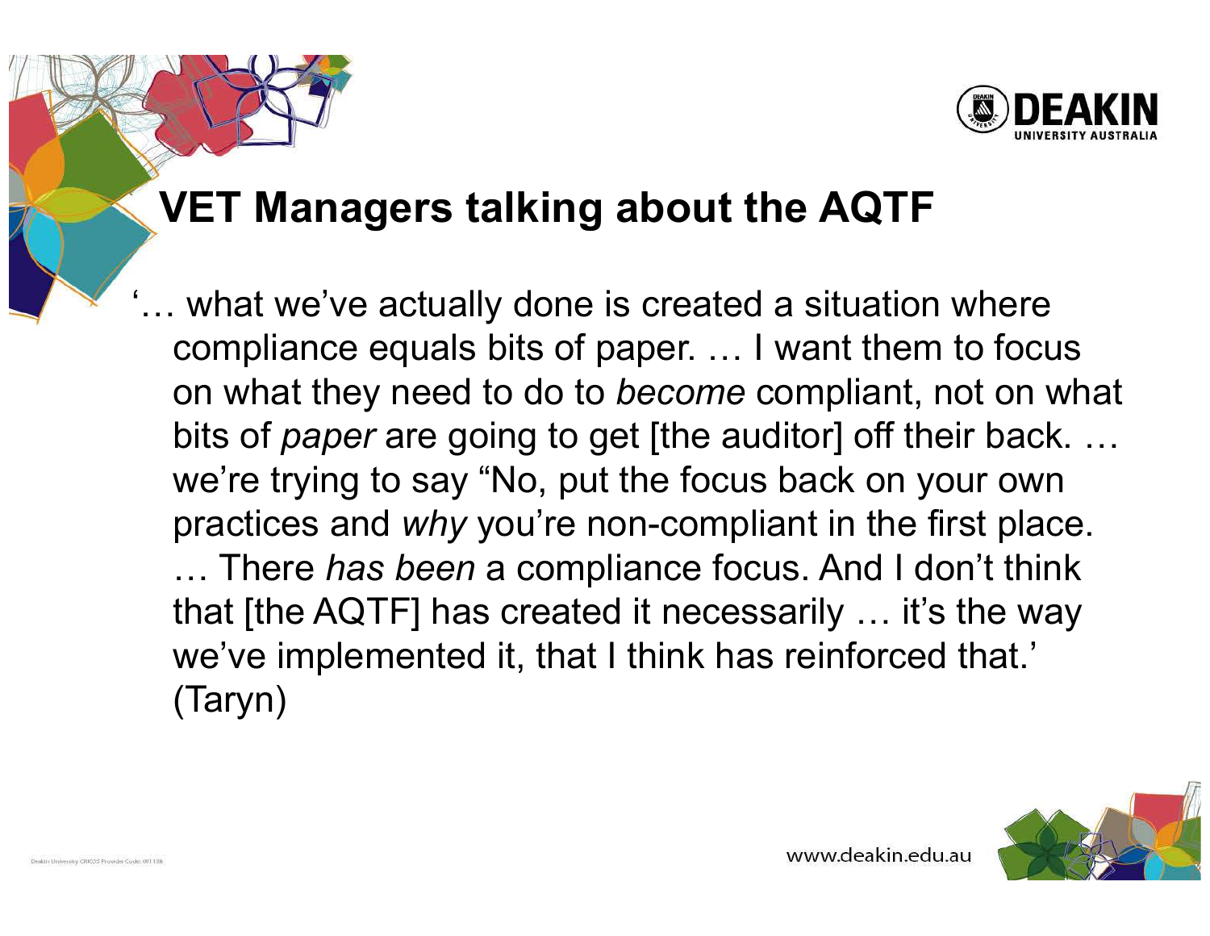## VET Managers talking about the AQTF

'… what we've actually done is created a situation where compliance equals bits of paper. … I want them to focus on what they need to do to *become* compliant, not on what bits of *paper* are going to get [the auditor] off their back. … we're trying to say "No, put the focus back on your own practices and *why* you're non-compliant in the first place. … There *has been* a compliance focus. And I don't think that [the AQTF] has created it necessarily … it's the way we've implemented it, that I think has reinforced that.' (Taryn)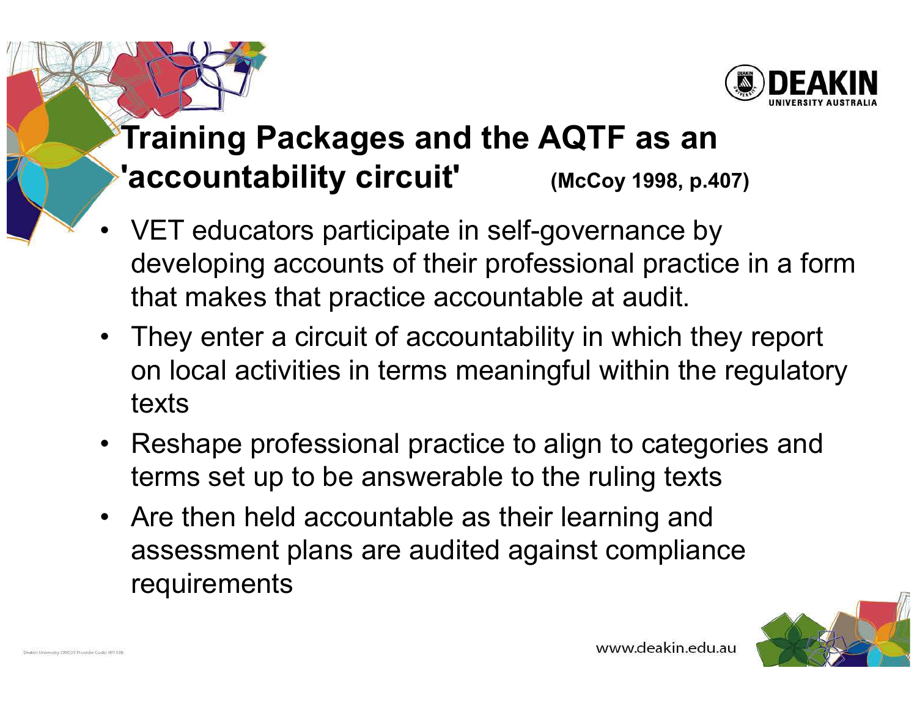# Training Packages and the AQTF as an 'accountability circuit' (McCoy 1998, p.407)

- VET educators participate in self-governance by developing accounts of their professional practice in a form that makes that practice accountable at audit.
- They enter a circuit of accountability in which they report on local activities in terms meaningful within the regulatory texts
- Reshape professional practice to align to categories and terms set up to be answerable to the ruling texts
- Are then held accountable as their learning and assessment plans are audited against compliance requirements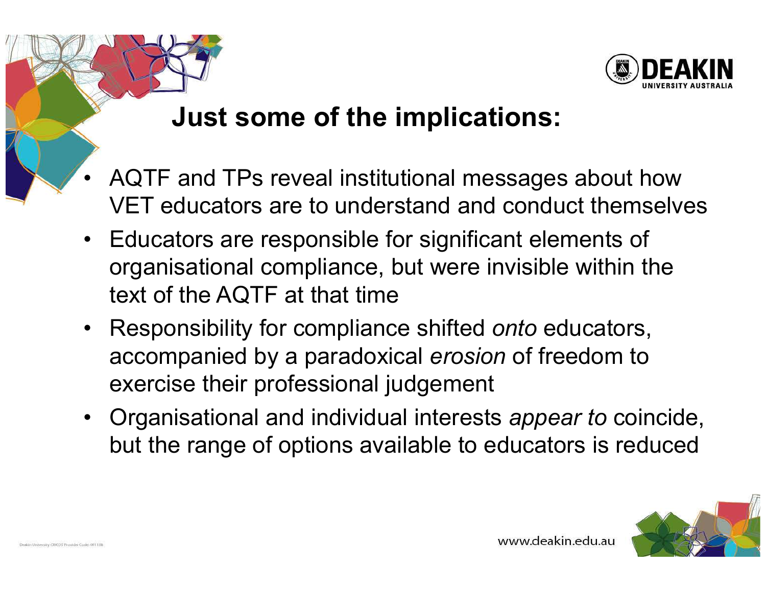## Just some of the implications:

- AQTF and TPs reveal institutional messages about how VET educators are to understand and conduct themselves
- Educators are responsible for significant elements of organisational compliance, but were invisible within the text of the AQTF at that time
- Responsibility for compliance shifted *onto* educators, accompanied by a paradoxical *erosion* of freedom to exercise their professional judgement
- Organisational and individual interests *appear to* coincide, but the range of options available to educators is reduced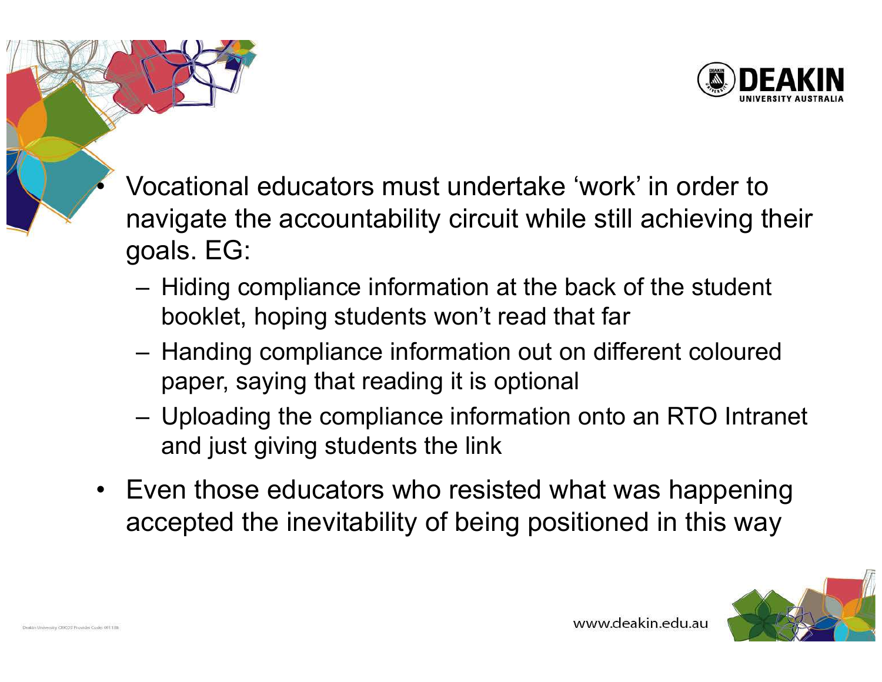- Vocational educators must undertake ‘work’ in order to navigate the accountability circuit while still achieving their goals. EG:
  - Hiding compliance information at the back of the student booklet, hoping students won’t read that far
  - Handing compliance information out on different coloured paper, saying that reading it is optional
  - Uploading the compliance information onto an RTO Intranet and just giving students the link
- Even those educators who resisted what was happening accepted the inevitability of being positioned in this way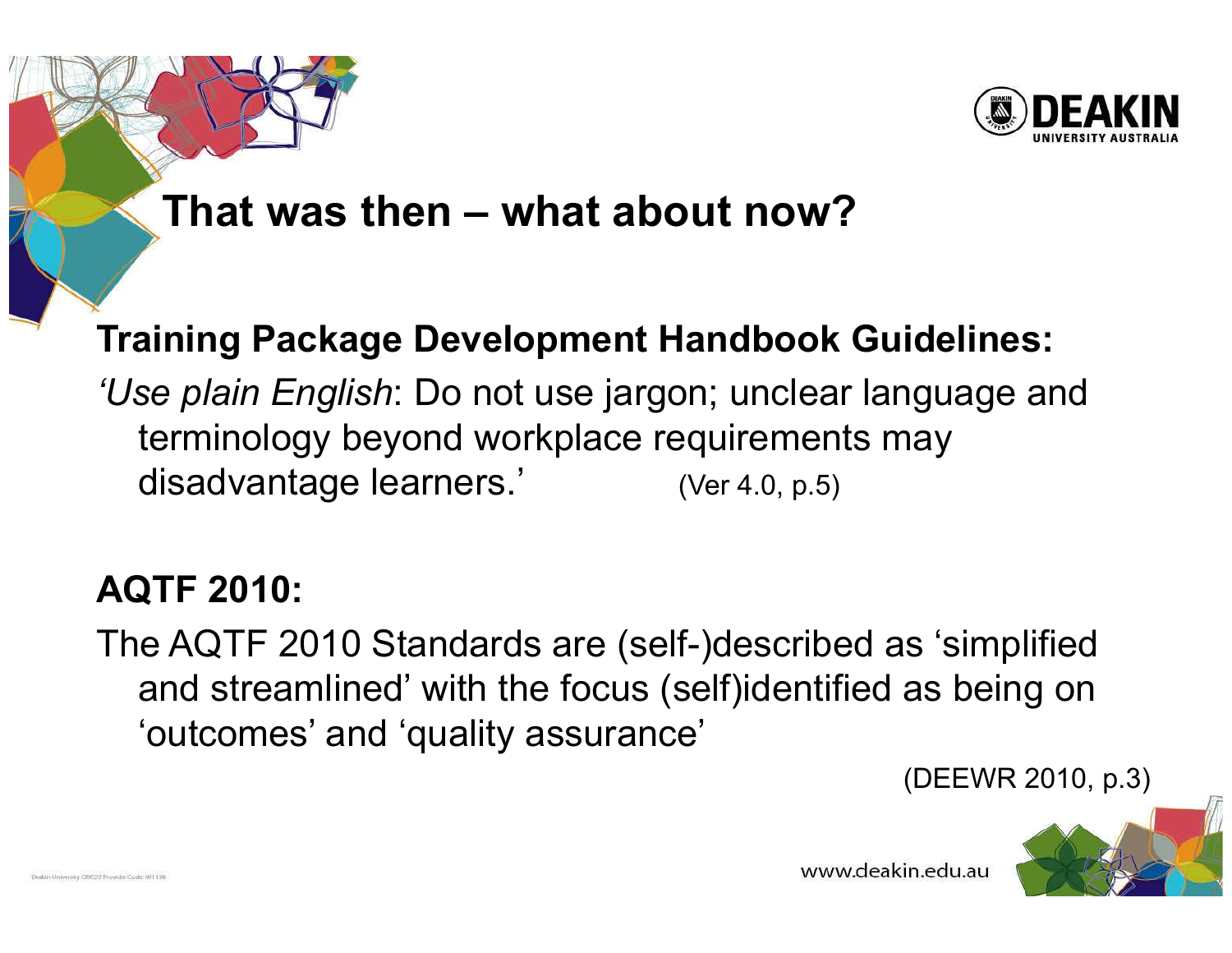# That was then – what about now?

**Training Package Development Handbook Guidelines:**

*'Use plain English*: Do not use jargon; unclear language and terminology beyond workplace requirements may disadvantage learners.' (Ver 4.0, p.5)

**AQTF 2010:**

The AQTF 2010 Standards are (self-)described as 'simplified and streamlined' with the focus (self)identified as being on 'outcomes' and 'quality assurance'

(DEEWR 2010, p.3)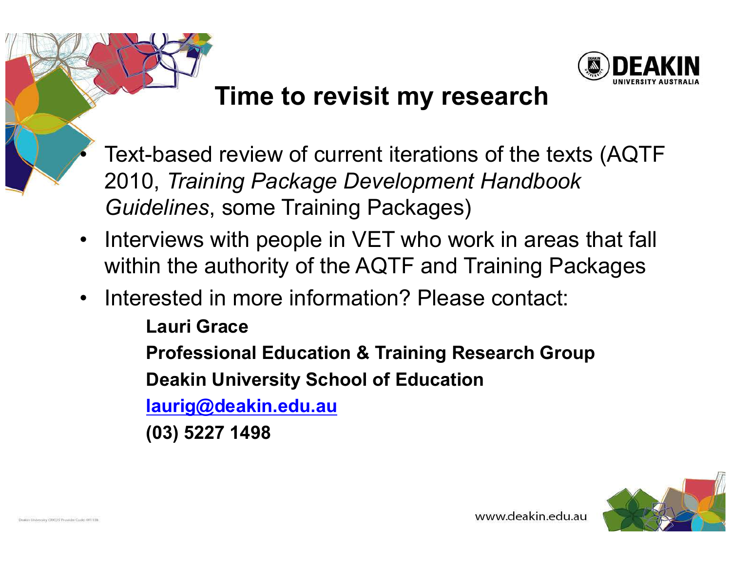# Time to revisit my research

- Text-based review of current iterations of the texts (AQTF 2010, *Training Package Development Handbook Guidelines*, some Training Packages)
- Interviews with people in VET who work in areas that fall within the authority of the AQTF and Training Packages
- Interested in more information? Please contact:

  **Lauri Grace**

  **Professional Education & Training Research Group**

  **Deakin University School of Education**

  **[laurig@deakin.edu.au](mailto:laurig@deakin.edu.au)**

  **(03) 5227 1498**